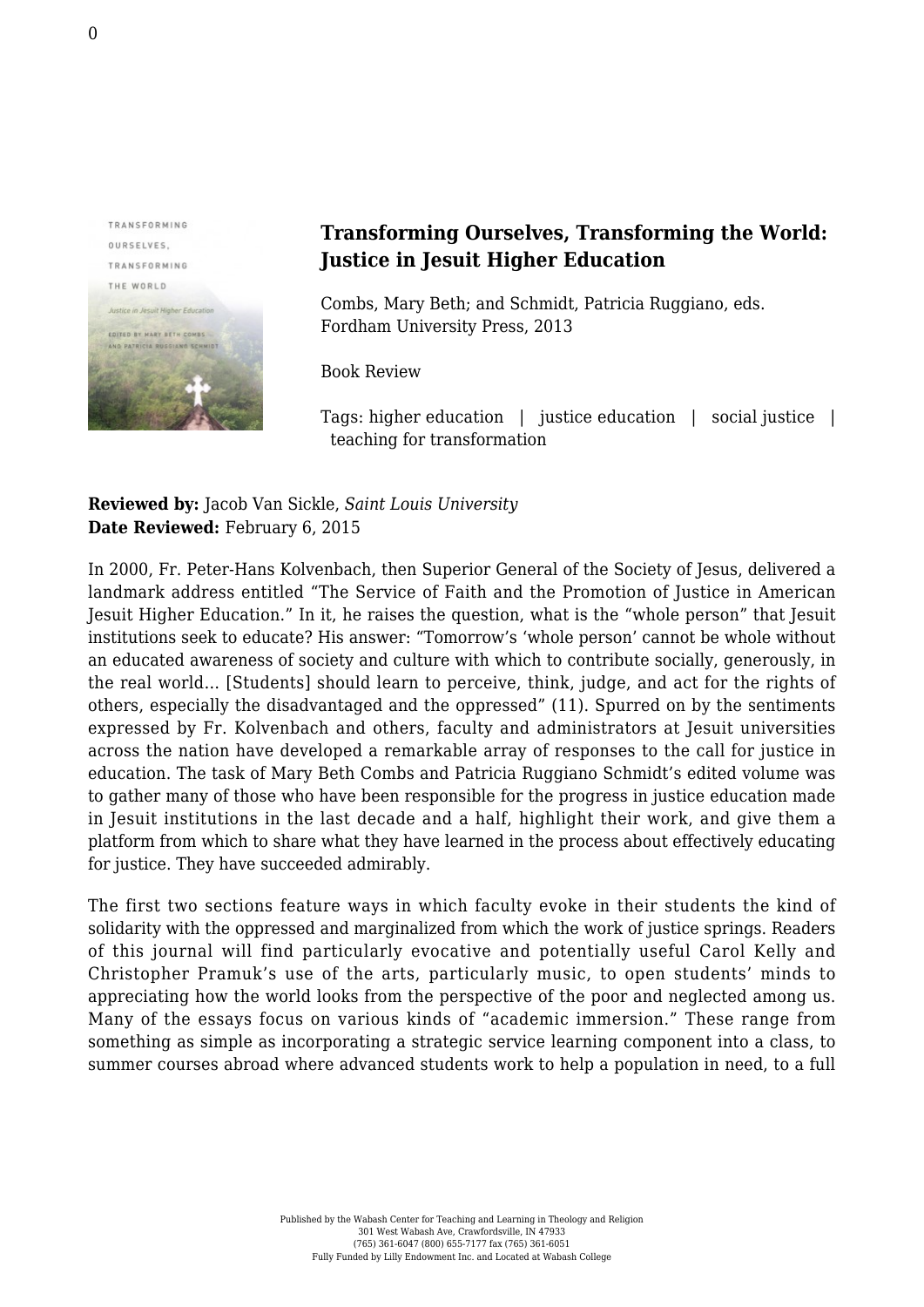## Transforming Ourselves, Transforming the World: Justice in Jesuit Higher Education

Combs, Mary Beth; and Schmidt, Patricia Ruggiano, eds.
Fordham University Press, 2013

Book Review

Tags: higher education | justice education | social justice | teaching for transformation

**Reviewed by:** Jacob Van Sickle, *Saint Louis University*
**Date Reviewed:** February 6, 2015

In 2000, Fr. Peter-Hans Kolvenbach, then Superior General of the Society of Jesus, delivered a landmark address entitled "The Service of Faith and the Promotion of Justice in American Jesuit Higher Education." In it, he raises the question, what is the "whole person" that Jesuit institutions seek to educate? His answer: "Tomorrow's 'whole person' cannot be whole without an educated awareness of society and culture with which to contribute socially, generously, in the real world… [Students] should learn to perceive, think, judge, and act for the rights of others, especially the disadvantaged and the oppressed" (11). Spurred on by the sentiments expressed by Fr. Kolvenbach and others, faculty and administrators at Jesuit universities across the nation have developed a remarkable array of responses to the call for justice in education. The task of Mary Beth Combs and Patricia Ruggiano Schmidt's edited volume was to gather many of those who have been responsible for the progress in justice education made in Jesuit institutions in the last decade and a half, highlight their work, and give them a platform from which to share what they have learned in the process about effectively educating for justice. They have succeeded admirably.

The first two sections feature ways in which faculty evoke in their students the kind of solidarity with the oppressed and marginalized from which the work of justice springs. Readers of this journal will find particularly evocative and potentially useful Carol Kelly and Christopher Pramuk's use of the arts, particularly music, to open students' minds to appreciating how the world looks from the perspective of the poor and neglected among us. Many of the essays focus on various kinds of "academic immersion." These range from something as simple as incorporating a strategic service learning component into a class, to summer courses abroad where advanced students work to help a population in need, to a full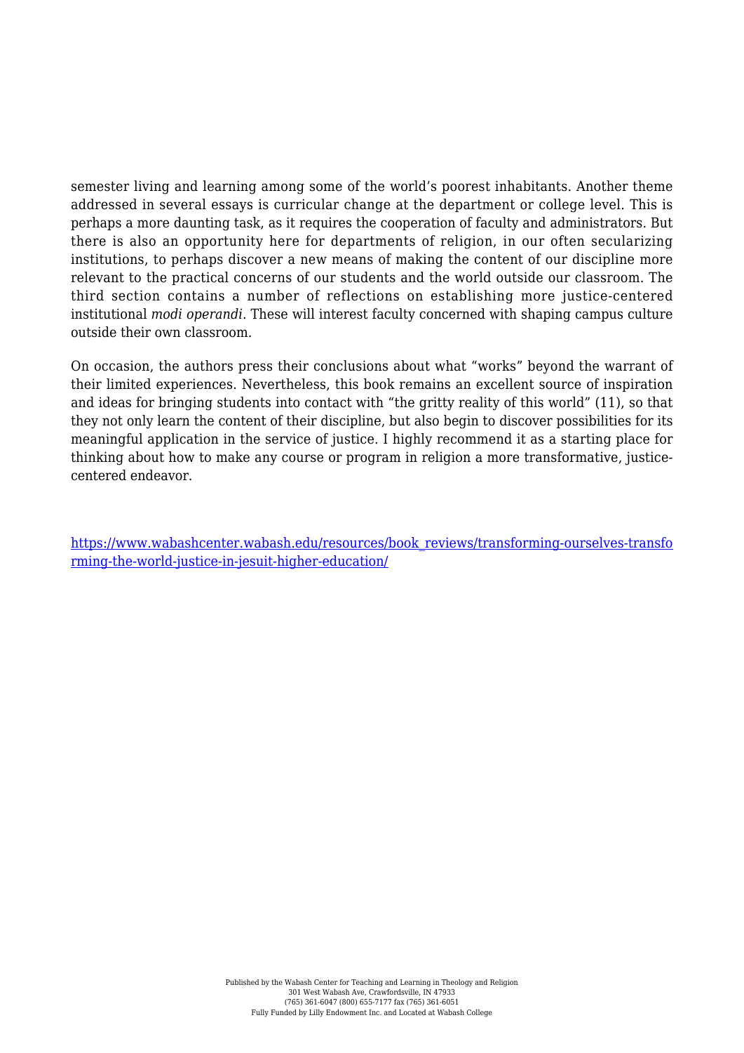semester living and learning among some of the world's poorest inhabitants. Another theme addressed in several essays is curricular change at the department or college level. This is perhaps a more daunting task, as it requires the cooperation of faculty and administrators. But there is also an opportunity here for departments of religion, in our often secularizing institutions, to perhaps discover a new means of making the content of our discipline more relevant to the practical concerns of our students and the world outside our classroom. The third section contains a number of reflections on establishing more justice-centered institutional *modi operandi*. These will interest faculty concerned with shaping campus culture outside their own classroom.

On occasion, the authors press their conclusions about what "works" beyond the warrant of their limited experiences. Nevertheless, this book remains an excellent source of inspiration and ideas for bringing students into contact with "the gritty reality of this world" (11), so that they not only learn the content of their discipline, but also begin to discover possibilities for its meaningful application in the service of justice. I highly recommend it as a starting place for thinking about how to make any course or program in religion a more transformative, justice-centered endeavor.

[https://www.wabashcenter.wabash.edu/resources/book_reviews/transforming-ourselves-transforming-the-world-justice-in-jesuit-higher-education/](https://www.wabashcenter.wabash.edu/resources/book_reviews/transforming-ourselves-transforming-the-world-justice-in-jesuit-higher-education/)

Published by the Wabash Center for Teaching and Learning in Theology and Religion
301 West Wabash Ave, Crawfordsville, IN 47933
(765) 361-6047 (800) 655-7177 fax (765) 361-6051
Fully Funded by Lilly Endowment Inc. and Located at Wabash College